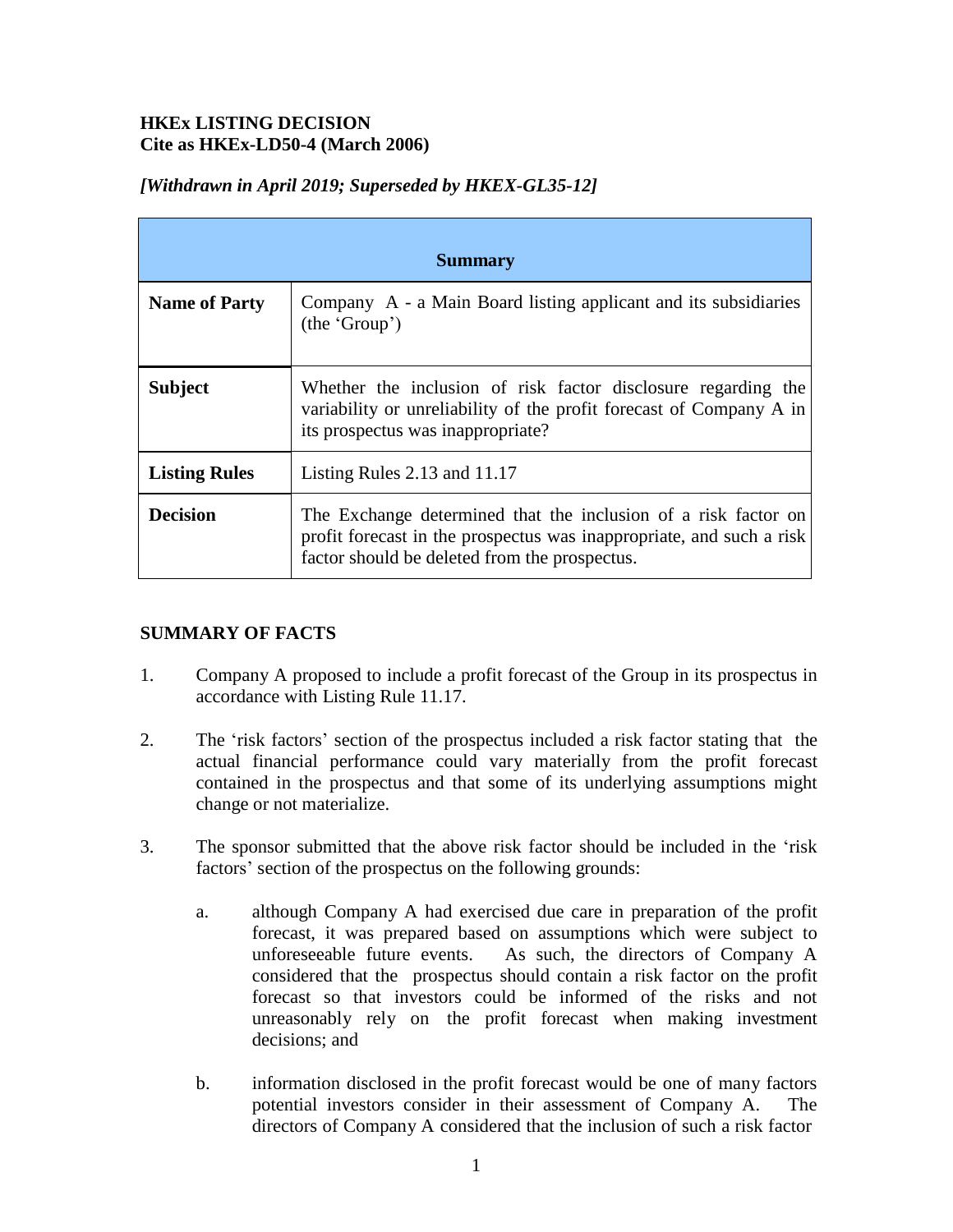**HKEx LISTING DECISION**
**Cite as HKEx-LD50-4 (March 2006)**

*[Withdrawn in April 2019; Superseded by HKEX-GL35-12]*

| **Summary** | |
|---|---|
| **Name of Party** | Company A - a Main Board listing applicant and its subsidiaries (the 'Group') |
| **Subject** | Whether the inclusion of risk factor disclosure regarding the variability or unreliability of the profit forecast of Company A in its prospectus was inappropriate? |
| **Listing Rules** | Listing Rules 2.13 and 11.17 |
| **Decision** | The Exchange determined that the inclusion of a risk factor on profit forecast in the prospectus was inappropriate, and such a risk factor should be deleted from the prospectus. |

## SUMMARY OF FACTS

1. Company A proposed to include a profit forecast of the Group in its prospectus in accordance with Listing Rule 11.17.

2. The 'risk factors' section of the prospectus included a risk factor stating that the actual financial performance could vary materially from the profit forecast contained in the prospectus and that some of its underlying assumptions might change or not materialize.

3. The sponsor submitted that the above risk factor should be included in the 'risk factors' section of the prospectus on the following grounds:

    a. although Company A had exercised due care in preparation of the profit forecast, it was prepared based on assumptions which were subject to unforeseeable future events. As such, the directors of Company A considered that the prospectus should contain a risk factor on the profit forecast so that investors could be informed of the risks and not unreasonably rely on the profit forecast when making investment decisions; and

    b. information disclosed in the profit forecast would be one of many factors potential investors consider in their assessment of Company A. The directors of Company A considered that the inclusion of such a risk factor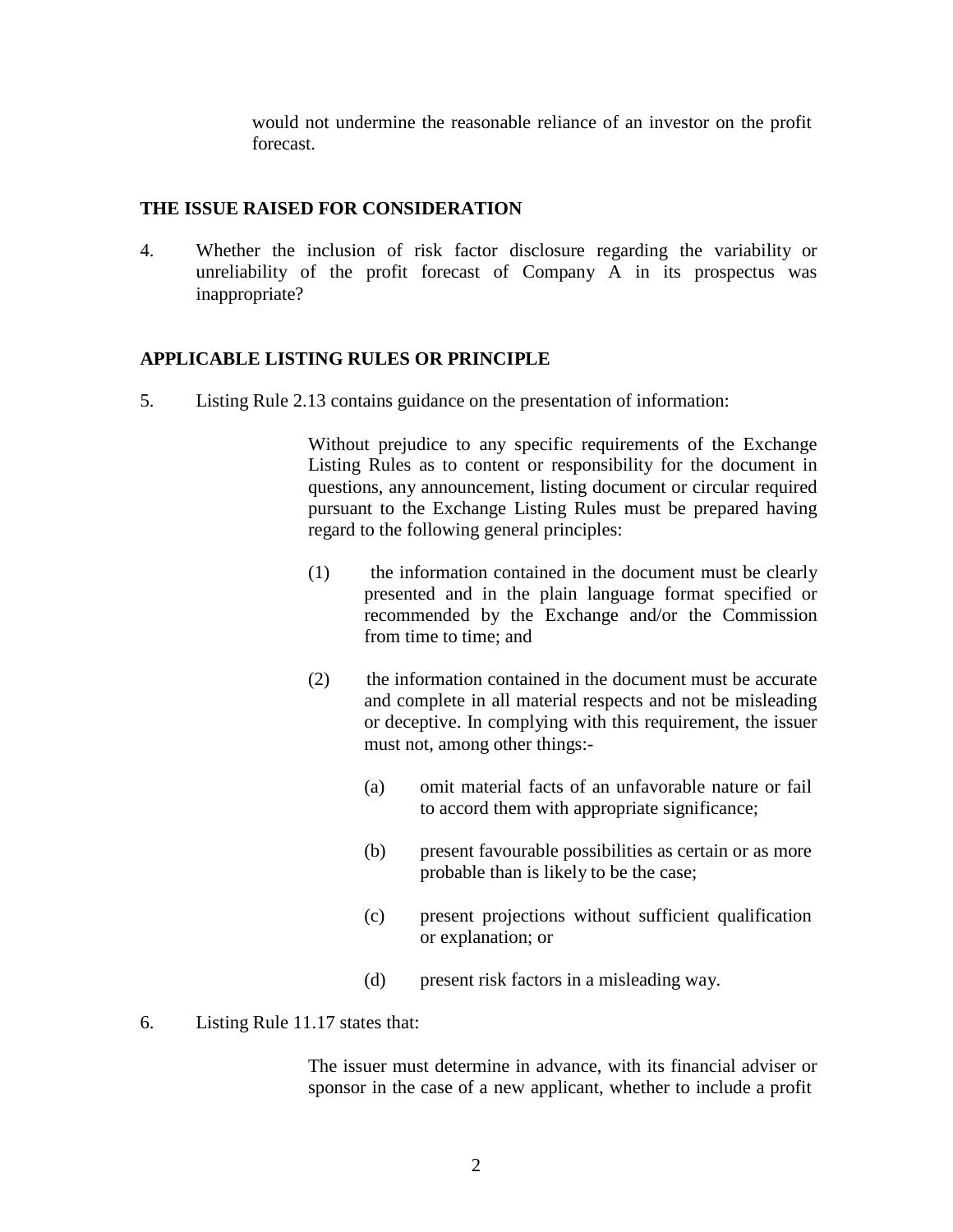would not undermine the reasonable reliance of an investor on the profit forecast.

## THE ISSUE RAISED FOR CONSIDERATION

4. Whether the inclusion of risk factor disclosure regarding the variability or unreliability of the profit forecast of Company A in its prospectus was inappropriate?

## APPLICABLE LISTING RULES OR PRINCIPLE

5. Listing Rule 2.13 contains guidance on the presentation of information:

> Without prejudice to any specific requirements of the Exchange Listing Rules as to content or responsibility for the document in questions, any announcement, listing document or circular required pursuant to the Exchange Listing Rules must be prepared having regard to the following general principles:
>
> (1) the information contained in the document must be clearly presented and in the plain language format specified or recommended by the Exchange and/or the Commission from time to time; and
>
> (2) the information contained in the document must be accurate and complete in all material respects and not be misleading or deceptive. In complying with this requirement, the issuer must not, among other things:-
>
> (a) omit material facts of an unfavorable nature or fail to accord them with appropriate significance;
>
> (b) present favourable possibilities as certain or as more probable than is likely to be the case;
>
> (c) present projections without sufficient qualification or explanation; or
>
> (d) present risk factors in a misleading way.

6. Listing Rule 11.17 states that:

> The issuer must determine in advance, with its financial adviser or sponsor in the case of a new applicant, whether to include a profit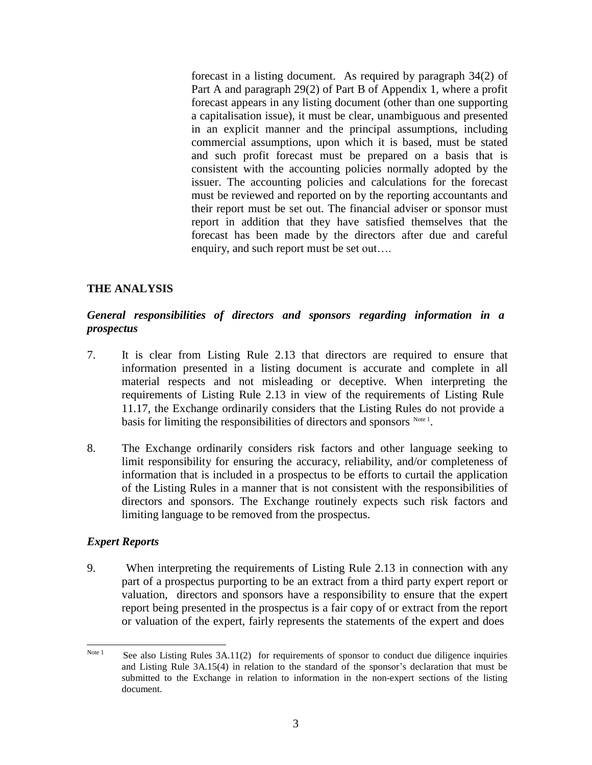forecast in a listing document. As required by paragraph 34(2) of Part A and paragraph 29(2) of Part B of Appendix 1, where a profit forecast appears in any listing document (other than one supporting a capitalisation issue), it must be clear, unambiguous and presented in an explicit manner and the principal assumptions, including commercial assumptions, upon which it is based, must be stated and such profit forecast must be prepared on a basis that is consistent with the accounting policies normally adopted by the issuer. The accounting policies and calculations for the forecast must be reviewed and reported on by the reporting accountants and their report must be set out. The financial adviser or sponsor must report in addition that they have satisfied themselves that the forecast has been made by the directors after due and careful enquiry, and such report must be set out….

## THE ANALYSIS

### *General responsibilities of directors and sponsors regarding information in a prospectus*

7. It is clear from Listing Rule 2.13 that directors are required to ensure that information presented in a listing document is accurate and complete in all material respects and not misleading or deceptive. When interpreting the requirements of Listing Rule 2.13 in view of the requirements of Listing Rule 11.17, the Exchange ordinarily considers that the Listing Rules do not provide a basis for limiting the responsibilities of directors and sponsors [Note 1].

8. The Exchange ordinarily considers risk factors and other language seeking to limit responsibility for ensuring the accuracy, reliability, and/or completeness of information that is included in a prospectus to be efforts to curtail the application of the Listing Rules in a manner that is not consistent with the responsibilities of directors and sponsors. The Exchange routinely expects such risk factors and limiting language to be removed from the prospectus.

### *Expert Reports*

9. When interpreting the requirements of Listing Rule 2.13 in connection with any part of a prospectus purporting to be an extract from a third party expert report or valuation, directors and sponsors have a responsibility to ensure that the expert report being presented in the prospectus is a fair copy of or extract from the report or valuation of the expert, fairly represents the statements of the expert and does

---

Note 1 See also Listing Rules 3A.11(2) for requirements of sponsor to conduct due diligence inquiries and Listing Rule 3A.15(4) in relation to the standard of the sponsor's declaration that must be submitted to the Exchange in relation to information in the non-expert sections of the listing document.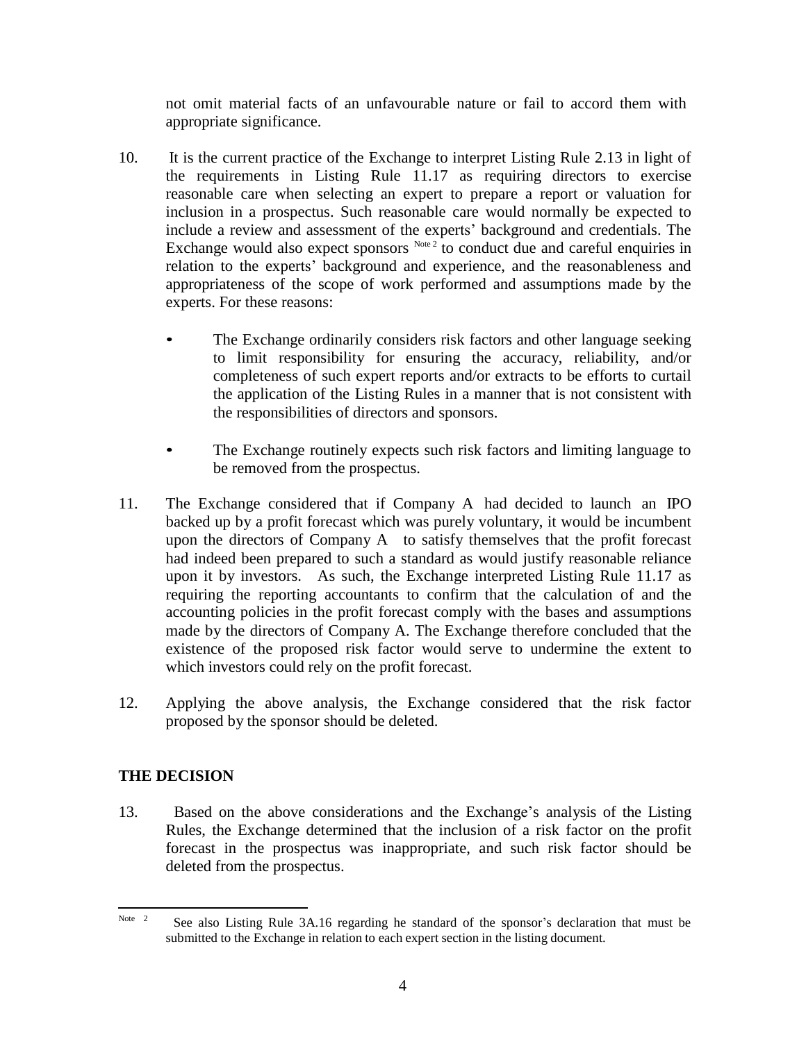not omit material facts of an unfavourable nature or fail to accord them with appropriate significance.

10. It is the current practice of the Exchange to interpret Listing Rule 2.13 in light of the requirements in Listing Rule 11.17 as requiring directors to exercise reasonable care when selecting an expert to prepare a report or valuation for inclusion in a prospectus. Such reasonable care would normally be expected to include a review and assessment of the experts' background and credentials. The Exchange would also expect sponsors [Note 2] to conduct due and careful enquiries in relation to the experts' background and experience, and the reasonableness and appropriateness of the scope of work performed and assumptions made by the experts. For these reasons:

    - The Exchange ordinarily considers risk factors and other language seeking to limit responsibility for ensuring the accuracy, reliability, and/or completeness of such expert reports and/or extracts to be efforts to curtail the application of the Listing Rules in a manner that is not consistent with the responsibilities of directors and sponsors.

    - The Exchange routinely expects such risk factors and limiting language to be removed from the prospectus.

11. The Exchange considered that if Company A had decided to launch an IPO backed up by a profit forecast which was purely voluntary, it would be incumbent upon the directors of Company A to satisfy themselves that the profit forecast had indeed been prepared to such a standard as would justify reasonable reliance upon it by investors. As such, the Exchange interpreted Listing Rule 11.17 as requiring the reporting accountants to confirm that the calculation of and the accounting policies in the profit forecast comply with the bases and assumptions made by the directors of Company A. The Exchange therefore concluded that the existence of the proposed risk factor would serve to undermine the extent to which investors could rely on the profit forecast.

12. Applying the above analysis, the Exchange considered that the risk factor proposed by the sponsor should be deleted.

## THE DECISION

13. Based on the above considerations and the Exchange's analysis of the Listing Rules, the Exchange determined that the inclusion of a risk factor on the profit forecast in the prospectus was inappropriate, and such risk factor should be deleted from the prospectus.

---

Note 2 See also Listing Rule 3A.16 regarding he standard of the sponsor's declaration that must be submitted to the Exchange in relation to each expert section in the listing document.